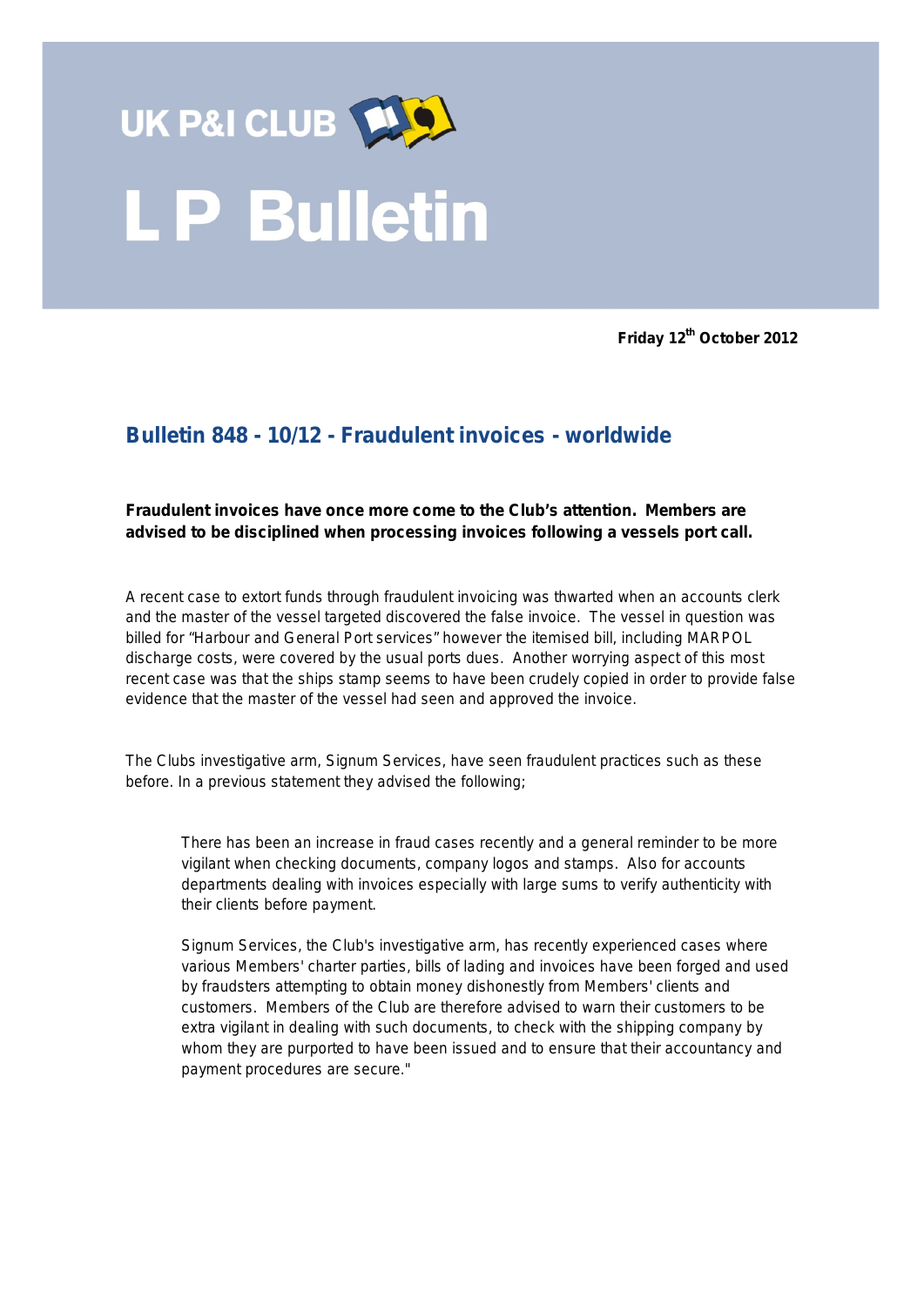UK P&I CLUB

# L P Bulletin

**Friday 12th October 2012**

## Bulletin 848 - 10/12 - Fraudulent invoices - worldwide

**Fraudulent invoices have once more come to the Club's attention. Members are advised to be disciplined when processing invoices following a vessels port call.**

A recent case to extort funds through fraudulent invoicing was thwarted when an accounts clerk and the master of the vessel targeted discovered the false invoice. The vessel in question was billed for "Harbour and General Port services" however the itemised bill, including MARPOL discharge costs, were covered by the usual ports dues. Another worrying aspect of this most recent case was that the ships stamp seems to have been crudely copied in order to provide false evidence that the master of the vessel had seen and approved the invoice.

The Clubs investigative arm, Signum Services, have seen fraudulent practices such as these before. In a previous statement they advised the following;

> There has been an increase in fraud cases recently and a general reminder to be more vigilant when checking documents, company logos and stamps. Also for accounts departments dealing with invoices especially with large sums to verify authenticity with their clients before payment.
>
> Signum Services, the Club's investigative arm, has recently experienced cases where various Members' charter parties, bills of lading and invoices have been forged and used by fraudsters attempting to obtain money dishonestly from Members' clients and customers. Members of the Club are therefore advised to warn their customers to be extra vigilant in dealing with such documents, to check with the shipping company by whom they are purported to have been issued and to ensure that their accountancy and payment procedures are secure."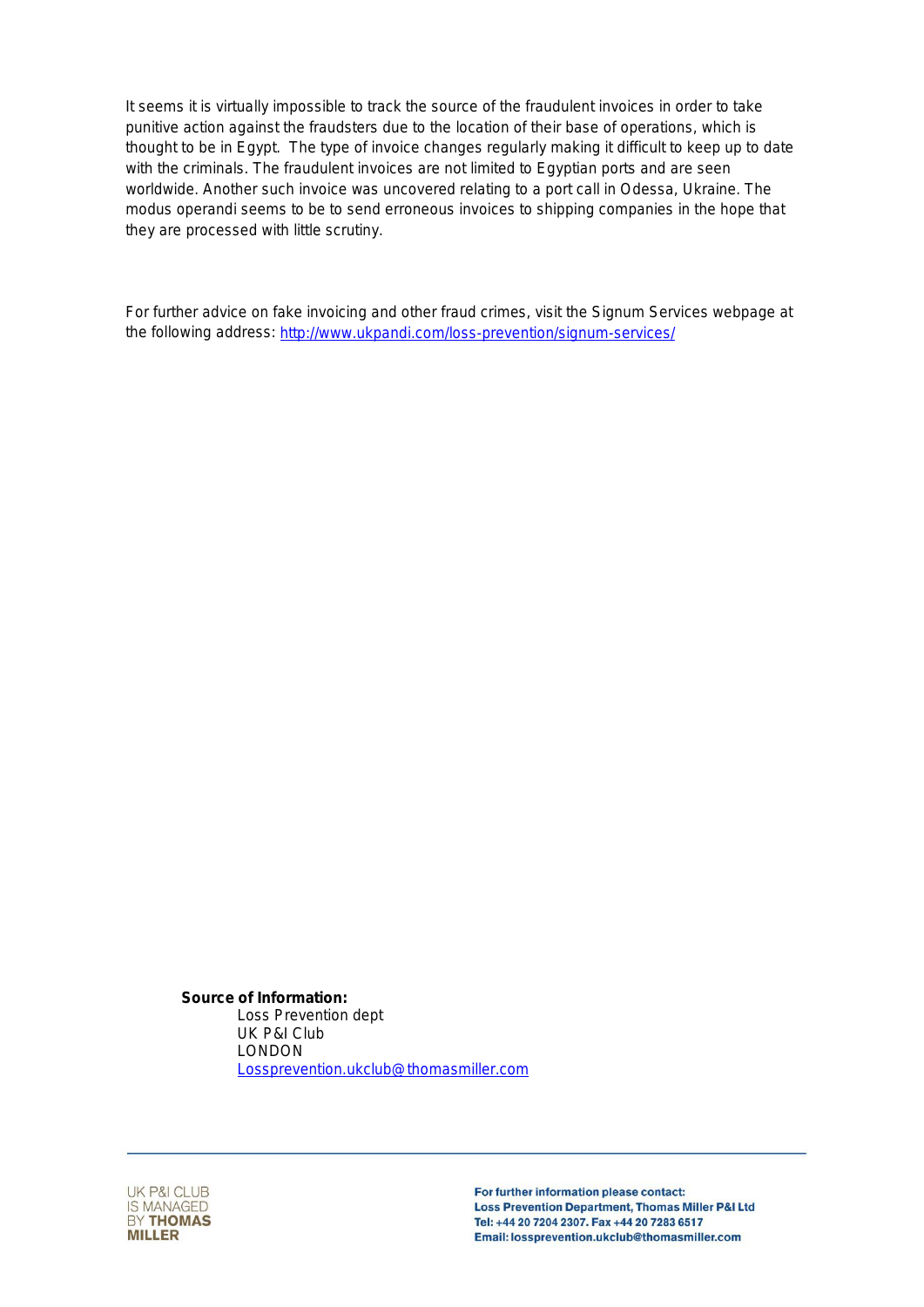It seems it is virtually impossible to track the source of the fraudulent invoices in order to take punitive action against the fraudsters due to the location of their base of operations, which is thought to be in Egypt. The type of invoice changes regularly making it difficult to keep up to date with the criminals. The fraudulent invoices are not limited to Egyptian ports and are seen worldwide. Another such invoice was uncovered relating to a port call in Odessa, Ukraine. The modus operandi seems to be to send erroneous invoices to shipping companies in the hope that they are processed with little scrutiny.

For further advice on fake invoicing and other fraud crimes, visit the Signum Services webpage at the following address: http://www.ukpandi.com/loss-prevention/signum-services/

**Source of Information:**

Loss Prevention dept
UK P&I Club
LONDON
Lossprevention.ukclub@thomasmiller.com

UK P&I CLUB IS MANAGED BY **THOMAS MILLER**

**For further information please contact:**
**Loss Prevention Department, Thomas Miller P&I Ltd**
**Tel: +44 20 7204 2307. Fax +44 20 7283 6517**
**Email: lossprevention.ukclub@thomasmiller.com**